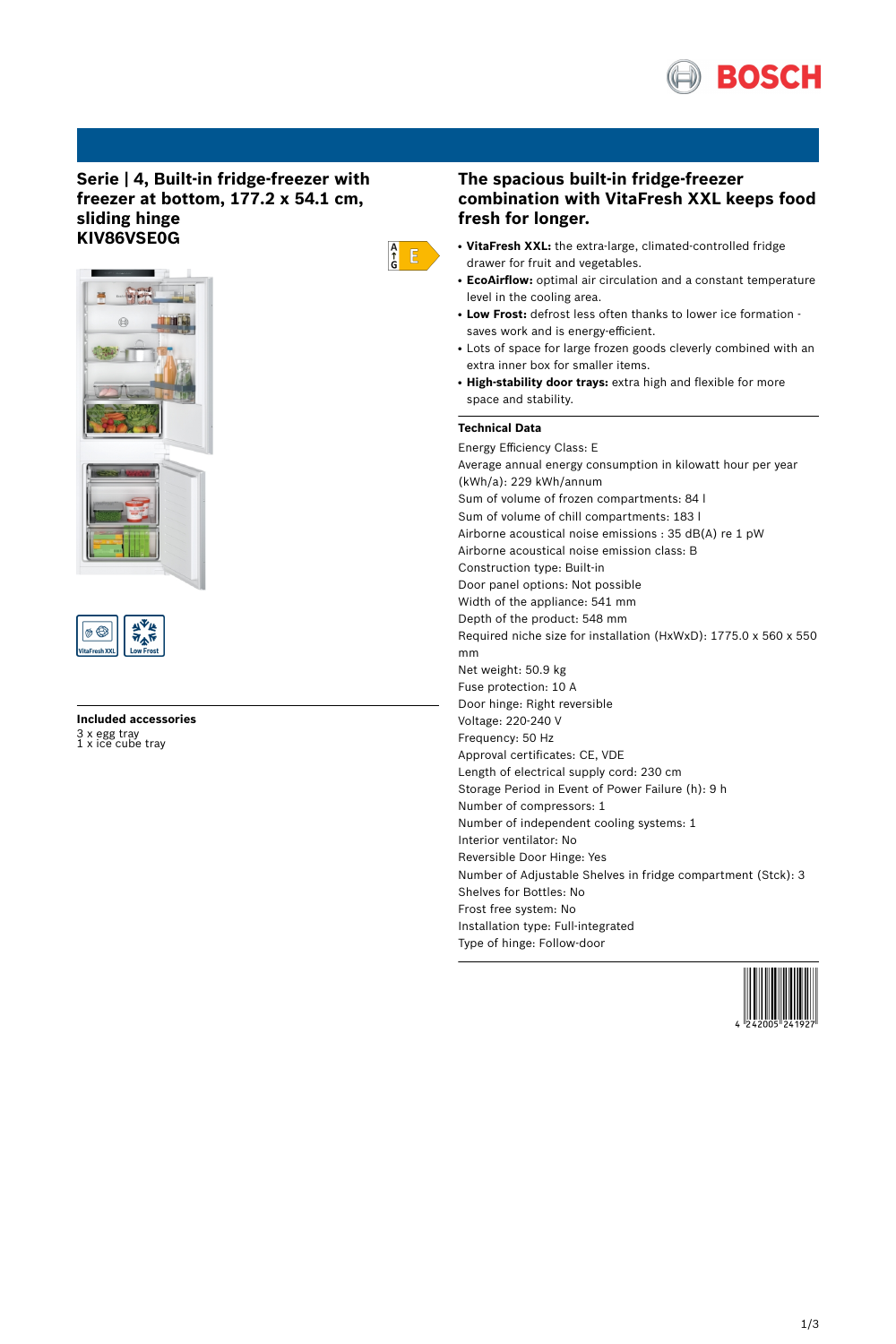# Serie | 4, Built-in fridge-freezer with freezer at bottom, 177.2 x 54.1 cm, sliding hinge
## KIV86VSE0G

## Included accessories

3 x egg tray
1 x ice cube tray

## The spacious built-in fridge-freezer combination with VitaFresh XXL keeps food fresh for longer.

- **VitaFresh XXL:** the extra-large, climated-controlled fridge drawer for fruit and vegetables.
- **EcoAirflow:** optimal air circulation and a constant temperature level in the cooling area.
- **Low Frost:** defrost less often thanks to lower ice formation - saves work and is energy-efficient.
- Lots of space for large frozen goods cleverly combined with an extra inner box for smaller items.
- **High-stability door trays:** extra high and flexible for more space and stability.

### Technical Data

Energy Efficiency Class: E
Average annual energy consumption in kilowatt hour per year (kWh/a): 229 kWh/annum
Sum of volume of frozen compartments: 84 l
Sum of volume of chill compartments: 183 l
Airborne acoustical noise emissions : 35 dB(A) re 1 pW
Airborne acoustical noise emission class: B
Construction type: Built-in
Door panel options: Not possible
Width of the appliance: 541 mm
Depth of the product: 548 mm
Required niche size for installation (HxWxD): 1775.0 x 560 x 550 mm
Net weight: 50.9 kg
Fuse protection: 10 A
Door hinge: Right reversible
Voltage: 220-240 V
Frequency: 50 Hz
Approval certificates: CE, VDE
Length of electrical supply cord: 230 cm
Storage Period in Event of Power Failure (h): 9 h
Number of compressors: 1
Number of independent cooling systems: 1
Interior ventilator: No
Reversible Door Hinge: Yes
Number of Adjustable Shelves in fridge compartment (Stck): 3
Shelves for Bottles: No
Frost free system: No
Installation type: Full-integrated
Type of hinge: Follow-door

4 242005 241927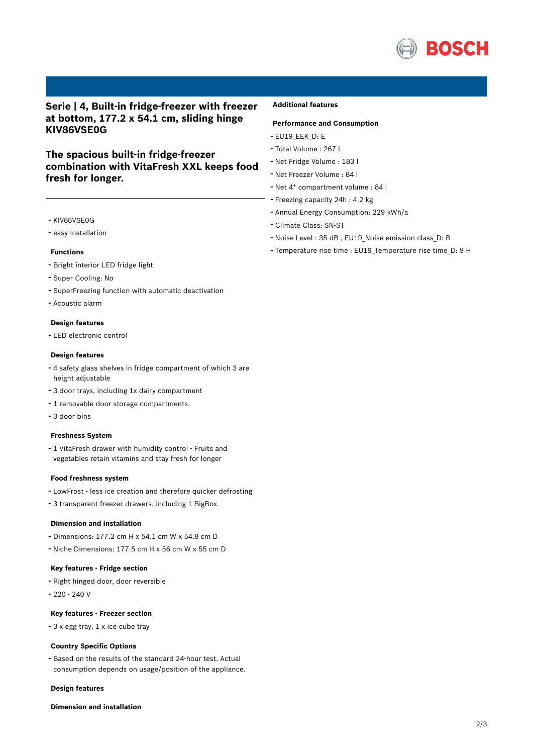## Serie | 4, Built-in fridge-freezer with freezer at bottom, 177.2 x 54.1 cm, sliding hinge KIV86VSE0G

## The spacious built-in fridge-freezer combination with VitaFresh XXL keeps food fresh for longer.

- KIV86VSE0G
- easy Installation

### Functions

- Bright interior LED fridge light
- Super Cooling: No
- SuperFreezing function with automatic deactivation
- Acoustic alarm

### Design features

- LED electronic control

### Design features

- 4 safety glass shelves in fridge compartment of which 3 are height adjustable
- 3 door trays, including 1x dairy compartment
- 1 removable door storage compartments.
- 3 door bins

### Freshness System

- 1 VitaFresh drawer with humidity control - Fruits and vegetables retain vitamins and stay fresh for longer

### Food freshness system

- LowFrost - less ice creation and therefore quicker defrosting
- 3 transparent freezer drawers, including 1 BigBox

### Dimension and installation

- Dimensions: 177.2 cm H x 54.1 cm W x 54.8 cm D
- Niche Dimensions: 177.5 cm H x 56 cm W x 55 cm D

### Key features - Fridge section

- Right hinged door, door reversible
- 220 - 240 V

### Key features - Freezer section

- 3 x egg tray, 1 x ice cube tray

### Country Specific Options

- Based on the results of the standard 24-hour test. Actual consumption depends on usage/position of the appliance.

### Design features

### Dimension and installation

### Additional features

### Performance and Consumption

- EU19_EEK_D: E
- Total Volume : 267 l
- Net Fridge Volume : 183 l
- Net Freezer Volume : 84 l
- Net 4* compartment volume : 84 l
- Freezing capacity 24h : 4.2 kg
- Annual Energy Consumption: 229 kWh/a
- Climate Class: SN-ST
- Noise Level : 35 dB , EU19_Noise emission class_D: B
- Temperature rise time : EU19_Temperature rise time_D: 9 H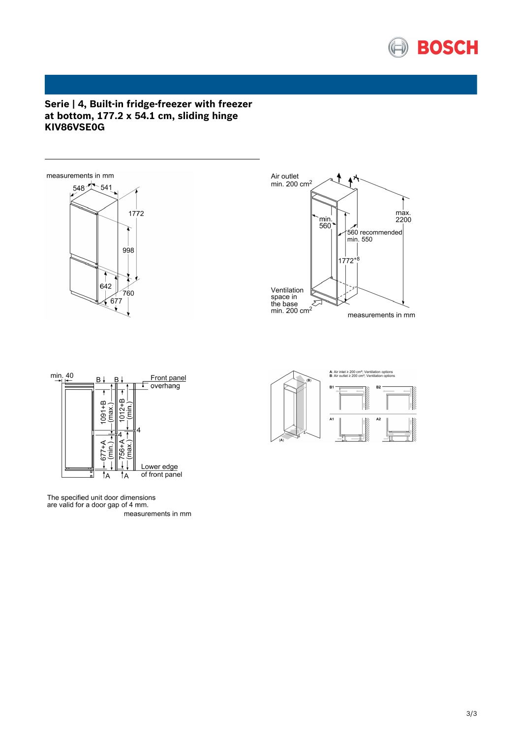# Serie | 4, Built-in fridge-freezer with freezer at bottom, 177.2 x 54.1 cm, sliding hinge KIV86VSE0G

measurements in mm

548
541
1772
998
642
760
677

Air outlet
min. 200 cm²

min.
560

max.
2200

560 recommended
min. 550

$1772^{+8}$

Ventilation
space in
the base
min. 200 cm²

measurements in mm

min. 40
B
B
Front panel
overhang

1091+B
(max.)

1012+B
(min.)

4
4

677+A
(min.)

756+A
(max.)

A
A

Lower edge
of front panel

The specified unit door dimensions
are valid for a door gap of 4 mm.

measurements in mm

A: Air inlet ≥ 200 cm²; Ventilation options
B: Air outlet ≥ 200 cm²; Ventilation options

B1
B2
A1
A2
(B)
(A)